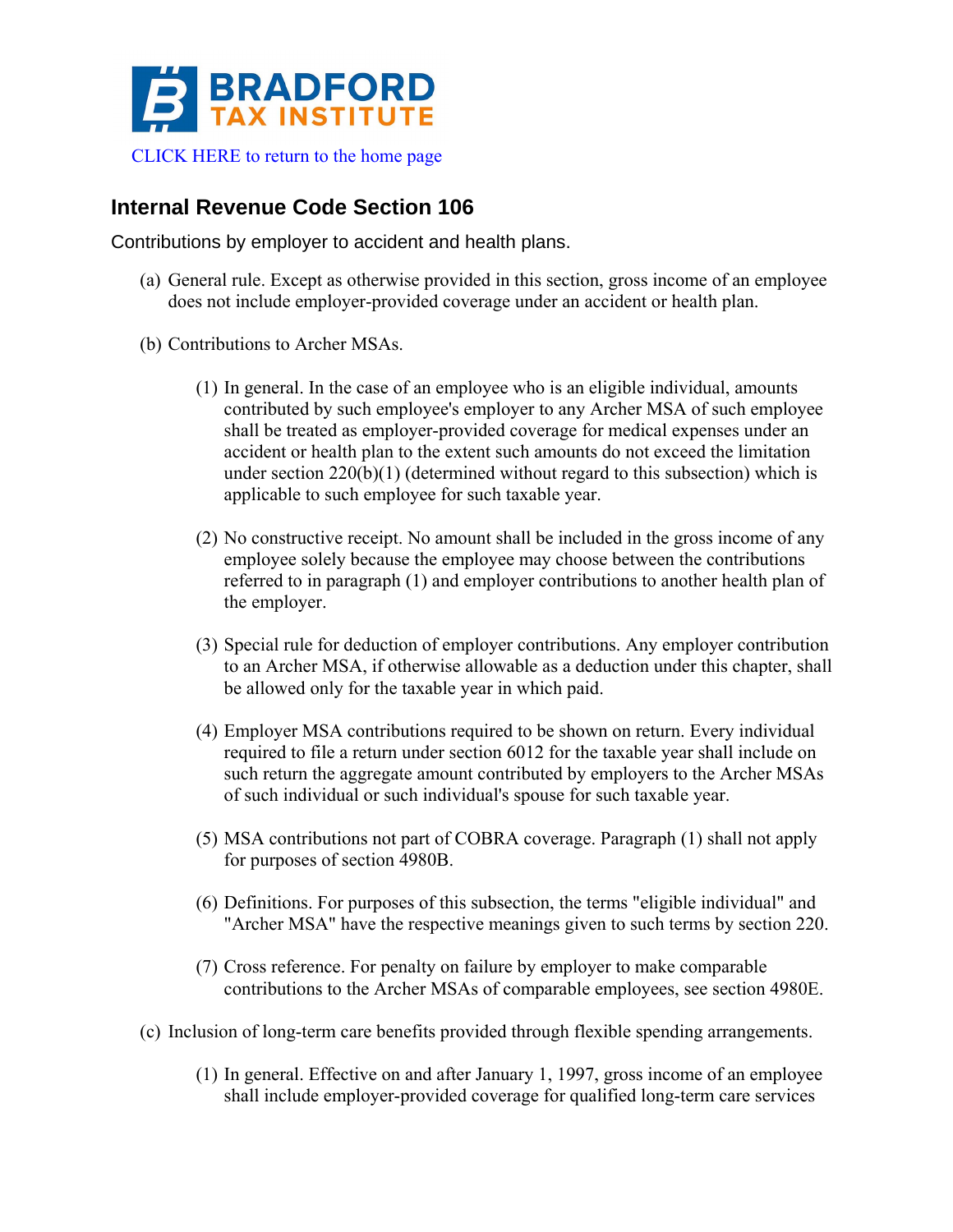BRADFORD TAX INSTITUTE

CLICK HERE to return to the home page

## Internal Revenue Code Section 106

Contributions by employer to accident and health plans.

(a) General rule. Except as otherwise provided in this section, gross income of an employee does not include employer-provided coverage under an accident or health plan.

(b) Contributions to Archer MSAs.

(1) In general. In the case of an employee who is an eligible individual, amounts contributed by such employee's employer to any Archer MSA of such employee shall be treated as employer-provided coverage for medical expenses under an accident or health plan to the extent such amounts do not exceed the limitation under section 220(b)(1) (determined without regard to this subsection) which is applicable to such employee for such taxable year.

(2) No constructive receipt. No amount shall be included in the gross income of any employee solely because the employee may choose between the contributions referred to in paragraph (1) and employer contributions to another health plan of the employer.

(3) Special rule for deduction of employer contributions. Any employer contribution to an Archer MSA, if otherwise allowable as a deduction under this chapter, shall be allowed only for the taxable year in which paid.

(4) Employer MSA contributions required to be shown on return. Every individual required to file a return under section 6012 for the taxable year shall include on such return the aggregate amount contributed by employers to the Archer MSAs of such individual or such individual's spouse for such taxable year.

(5) MSA contributions not part of COBRA coverage. Paragraph (1) shall not apply for purposes of section 4980B.

(6) Definitions. For purposes of this subsection, the terms "eligible individual" and "Archer MSA" have the respective meanings given to such terms by section 220.

(7) Cross reference. For penalty on failure by employer to make comparable contributions to the Archer MSAs of comparable employees, see section 4980E.

(c) Inclusion of long-term care benefits provided through flexible spending arrangements.

(1) In general. Effective on and after January 1, 1997, gross income of an employee shall include employer-provided coverage for qualified long-term care services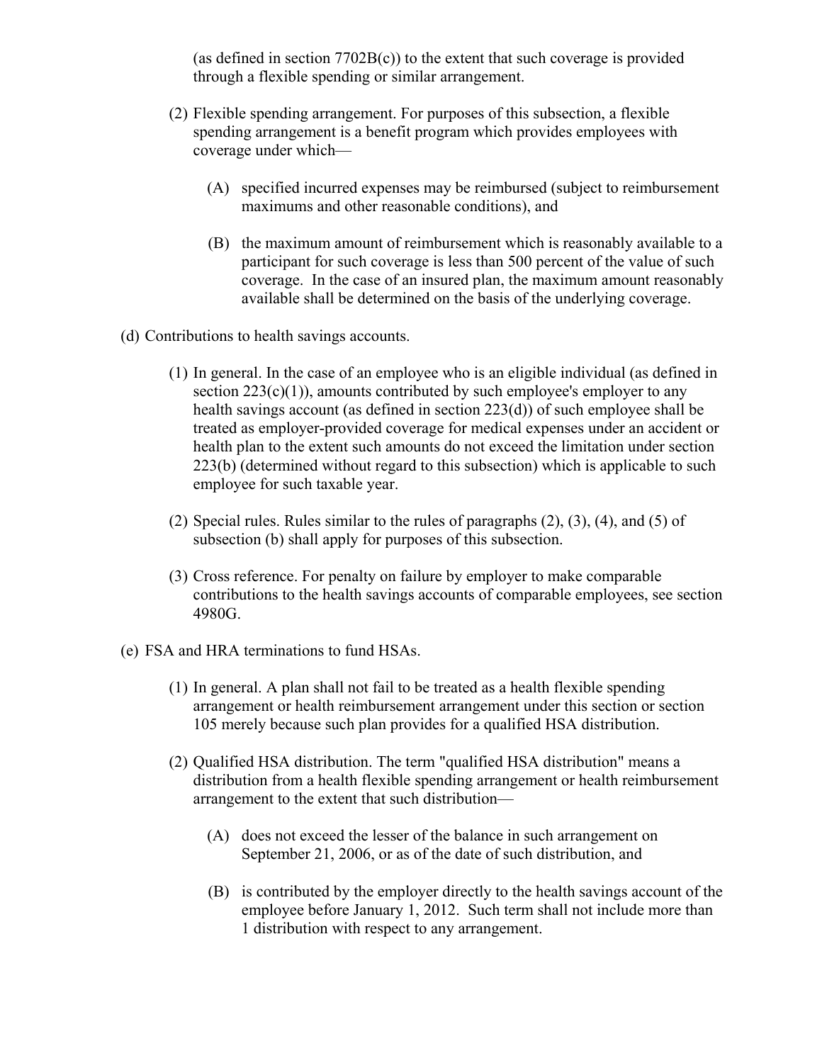(as defined in section 7702B(c)) to the extent that such coverage is provided through a flexible spending or similar arrangement.

(2) Flexible spending arrangement. For purposes of this subsection, a flexible spending arrangement is a benefit program which provides employees with coverage under which—

(A) specified incurred expenses may be reimbursed (subject to reimbursement maximums and other reasonable conditions), and

(B) the maximum amount of reimbursement which is reasonably available to a participant for such coverage is less than 500 percent of the value of such coverage. In the case of an insured plan, the maximum amount reasonably available shall be determined on the basis of the underlying coverage.

(d) Contributions to health savings accounts.

(1) In general. In the case of an employee who is an eligible individual (as defined in section 223(c)(1)), amounts contributed by such employee's employer to any health savings account (as defined in section 223(d)) of such employee shall be treated as employer-provided coverage for medical expenses under an accident or health plan to the extent such amounts do not exceed the limitation under section 223(b) (determined without regard to this subsection) which is applicable to such employee for such taxable year.

(2) Special rules. Rules similar to the rules of paragraphs (2), (3), (4), and (5) of subsection (b) shall apply for purposes of this subsection.

(3) Cross reference. For penalty on failure by employer to make comparable contributions to the health savings accounts of comparable employees, see section 4980G.

(e) FSA and HRA terminations to fund HSAs.

(1) In general. A plan shall not fail to be treated as a health flexible spending arrangement or health reimbursement arrangement under this section or section 105 merely because such plan provides for a qualified HSA distribution.

(2) Qualified HSA distribution. The term "qualified HSA distribution" means a distribution from a health flexible spending arrangement or health reimbursement arrangement to the extent that such distribution—

(A) does not exceed the lesser of the balance in such arrangement on September 21, 2006, or as of the date of such distribution, and

(B) is contributed by the employer directly to the health savings account of the employee before January 1, 2012. Such term shall not include more than 1 distribution with respect to any arrangement.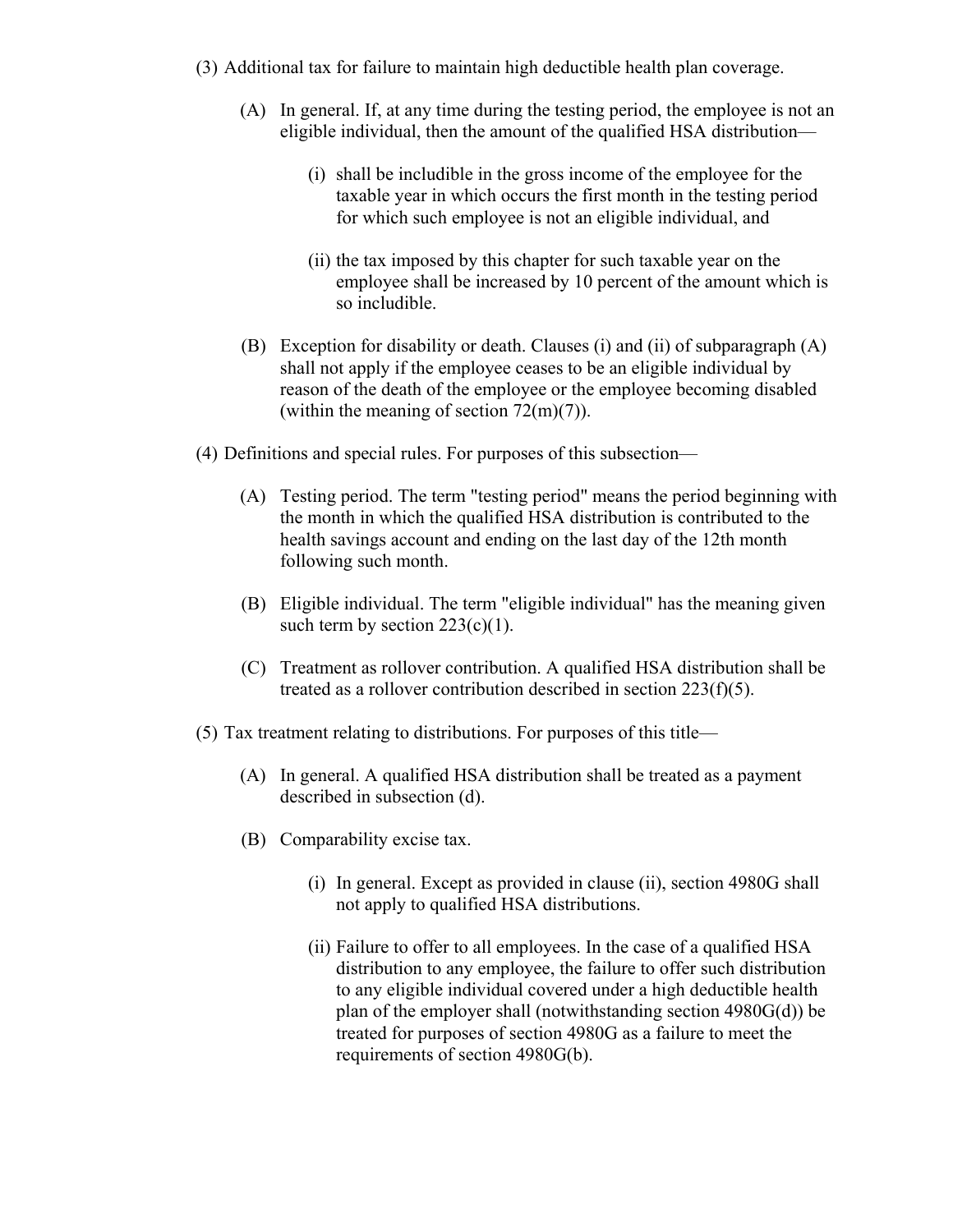(3) Additional tax for failure to maintain high deductible health plan coverage.

> (A) In general. If, at any time during the testing period, the employee is not an eligible individual, then the amount of the qualified HSA distribution—
>
> > (i) shall be includible in the gross income of the employee for the taxable year in which occurs the first month in the testing period for which such employee is not an eligible individual, and
> >
> > (ii) the tax imposed by this chapter for such taxable year on the employee shall be increased by 10 percent of the amount which is so includible.
>
> (B) Exception for disability or death. Clauses (i) and (ii) of subparagraph (A) shall not apply if the employee ceases to be an eligible individual by reason of the death of the employee or the employee becoming disabled (within the meaning of section 72(m)(7)).

(4) Definitions and special rules. For purposes of this subsection—

> (A) Testing period. The term "testing period" means the period beginning with the month in which the qualified HSA distribution is contributed to the health savings account and ending on the last day of the 12th month following such month.
>
> (B) Eligible individual. The term "eligible individual" has the meaning given such term by section 223(c)(1).
>
> (C) Treatment as rollover contribution. A qualified HSA distribution shall be treated as a rollover contribution described in section 223(f)(5).

(5) Tax treatment relating to distributions. For purposes of this title—

> (A) In general. A qualified HSA distribution shall be treated as a payment described in subsection (d).
>
> (B) Comparability excise tax.
>
> > (i) In general. Except as provided in clause (ii), section 4980G shall not apply to qualified HSA distributions.
> >
> > (ii) Failure to offer to all employees. In the case of a qualified HSA distribution to any employee, the failure to offer such distribution to any eligible individual covered under a high deductible health plan of the employer shall (notwithstanding section 4980G(d)) be treated for purposes of section 4980G as a failure to meet the requirements of section 4980G(b).